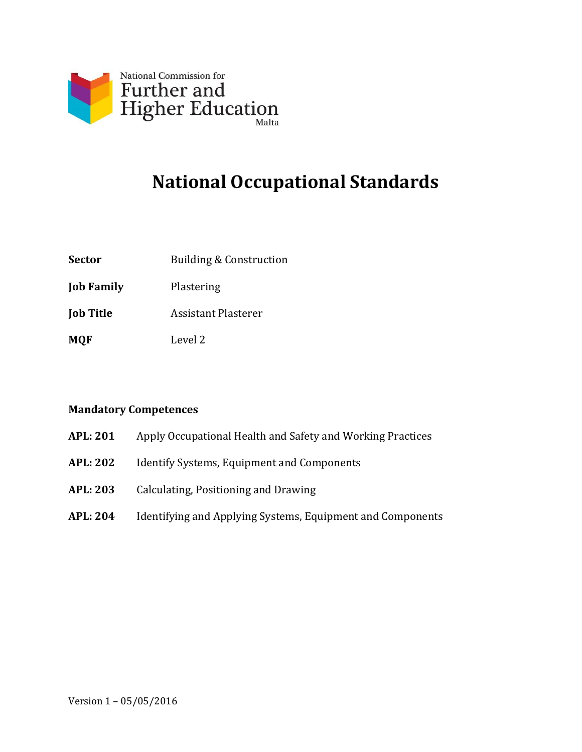National Commission for
Further and
Higher Education
Malta

# National Occupational Standards

| | |
|---|---|
| **Sector** | Building & Construction |
| **Job Family** | Plastering |
| **Job Title** | Assistant Plasterer |
| **MQF** | Level 2 |

**Mandatory Competences**

| | |
|---|---|
| **APL: 201** | Apply Occupational Health and Safety and Working Practices |
| **APL: 202** | Identify Systems, Equipment and Components |
| **APL: 203** | Calculating, Positioning and Drawing |
| **APL: 204** | Identifying and Applying Systems, Equipment and Components |

Version 1 – 05/05/2016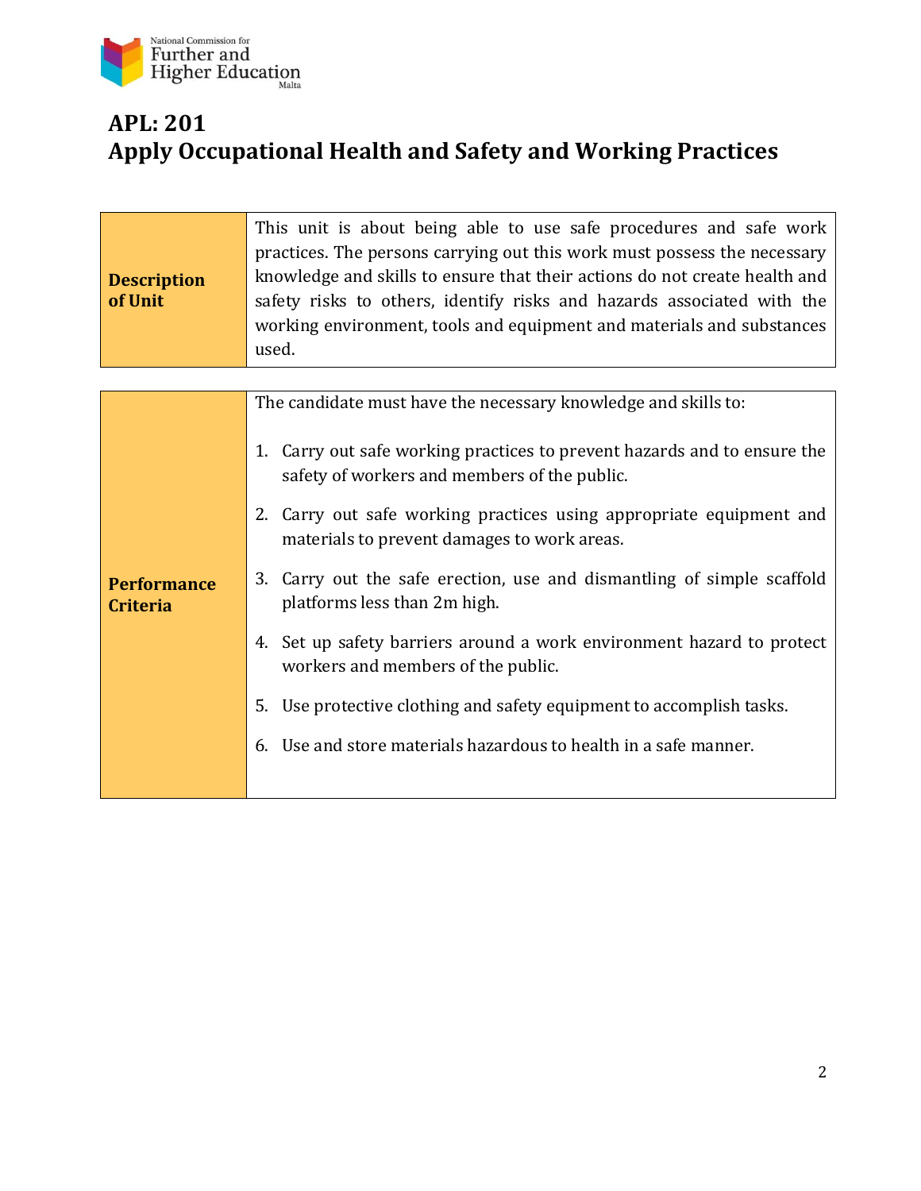# APL: 201
# Apply Occupational Health and Safety and Working Practices

| **Description of Unit** | This unit is about being able to use safe procedures and safe work practices. The persons carrying out this work must possess the necessary knowledge and skills to ensure that their actions do not create health and safety risks to others, identify risks and hazards associated with the working environment, tools and equipment and materials and substances used. |
|---|---|

| **Performance Criteria** | The candidate must have the necessary knowledge and skills to:<br><br>1. Carry out safe working practices to prevent hazards and to ensure the safety of workers and members of the public.<br>2. Carry out safe working practices using appropriate equipment and materials to prevent damages to work areas.<br>3. Carry out the safe erection, use and dismantling of simple scaffold platforms less than 2m high.<br>4. Set up safety barriers around a work environment hazard to protect workers and members of the public.<br>5. Use protective clothing and safety equipment to accomplish tasks.<br>6. Use and store materials hazardous to health in a safe manner. |
|---|---|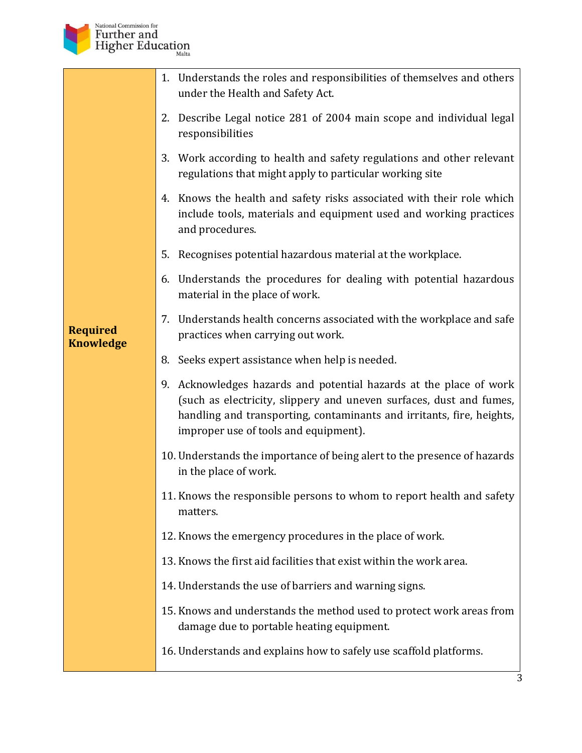| Required Knowledge | 1. Understands the roles and responsibilities of themselves and others under the Health and Safety Act.<br>2. Describe Legal notice 281 of 2004 main scope and individual legal responsibilities<br>3. Work according to health and safety regulations and other relevant regulations that might apply to particular working site<br>4. Knows the health and safety risks associated with their role which include tools, materials and equipment used and working practices and procedures.<br>5. Recognises potential hazardous material at the workplace.<br>6. Understands the procedures for dealing with potential hazardous material in the place of work.<br>7. Understands health concerns associated with the workplace and safe practices when carrying out work.<br>8. Seeks expert assistance when help is needed.<br>9. Acknowledges hazards and potential hazards at the place of work (such as electricity, slippery and uneven surfaces, dust and fumes, handling and transporting, contaminants and irritants, fire, heights, improper use of tools and equipment).<br>10. Understands the importance of being alert to the presence of hazards in the place of work.<br>11. Knows the responsible persons to whom to report health and safety matters.<br>12. Knows the emergency procedures in the place of work.<br>13. Knows the first aid facilities that exist within the work area.<br>14. Understands the use of barriers and warning signs.<br>15. Knows and understands the method used to protect work areas from damage due to portable heating equipment.<br>16. Understands and explains how to safely use scaffold platforms. |
|---|---|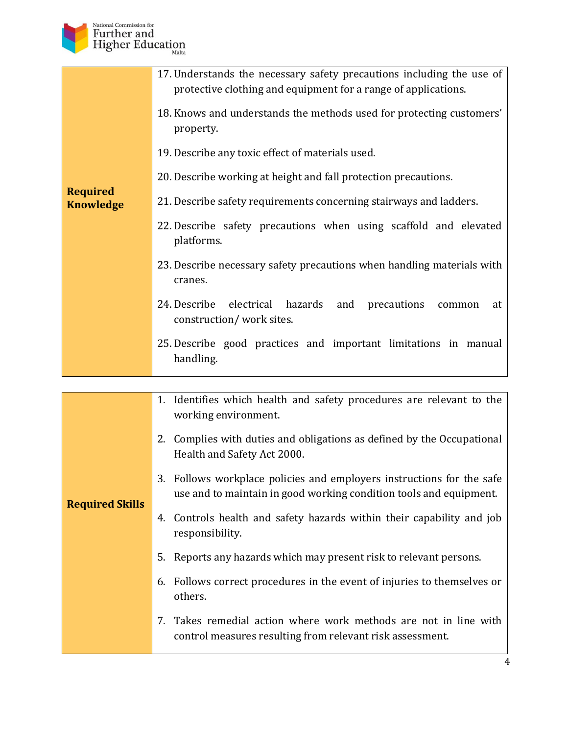| | |
|---|---|
| **Required Knowledge** | 17. Understands the necessary safety precautions including the use of protective clothing and equipment for a range of applications.<br>18. Knows and understands the methods used for protecting customers' property.<br>19. Describe any toxic effect of materials used.<br>20. Describe working at height and fall protection precautions.<br>21. Describe safety requirements concerning stairways and ladders.<br>22. Describe safety precautions when using scaffold and elevated platforms.<br>23. Describe necessary safety precautions when handling materials with cranes.<br>24. Describe electrical hazards and precautions common at construction/ work sites.<br>25. Describe good practices and important limitations in manual handling. |

| | |
|---|---|
| **Required Skills** | 1. Identifies which health and safety procedures are relevant to the working environment.<br>2. Complies with duties and obligations as defined by the Occupational Health and Safety Act 2000.<br>3. Follows workplace policies and employers instructions for the safe use and to maintain in good working condition tools and equipment.<br>4. Controls health and safety hazards within their capability and job responsibility.<br>5. Reports any hazards which may present risk to relevant persons.<br>6. Follows correct procedures in the event of injuries to themselves or others.<br>7. Takes remedial action where work methods are not in line with control measures resulting from relevant risk assessment. |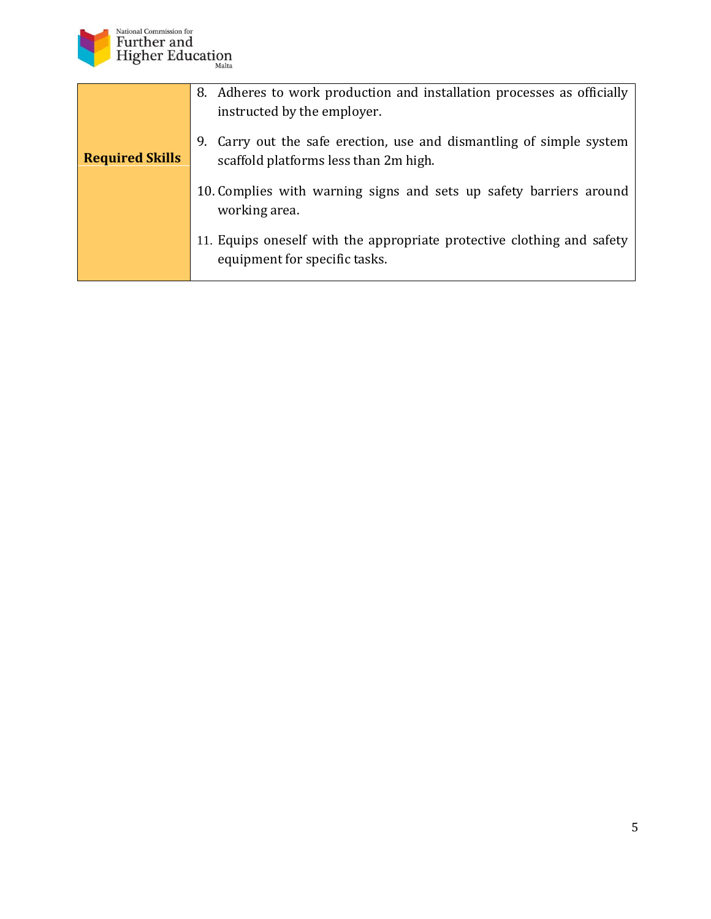| | |
|---|---|
| **Required Skills** | 8. Adheres to work production and installation processes as officially instructed by the employer.<br><br>9. Carry out the safe erection, use and dismantling of simple system scaffold platforms less than 2m high.<br><br>10. Complies with warning signs and sets up safety barriers around working area.<br><br>11. Equips oneself with the appropriate protective clothing and safety equipment for specific tasks. |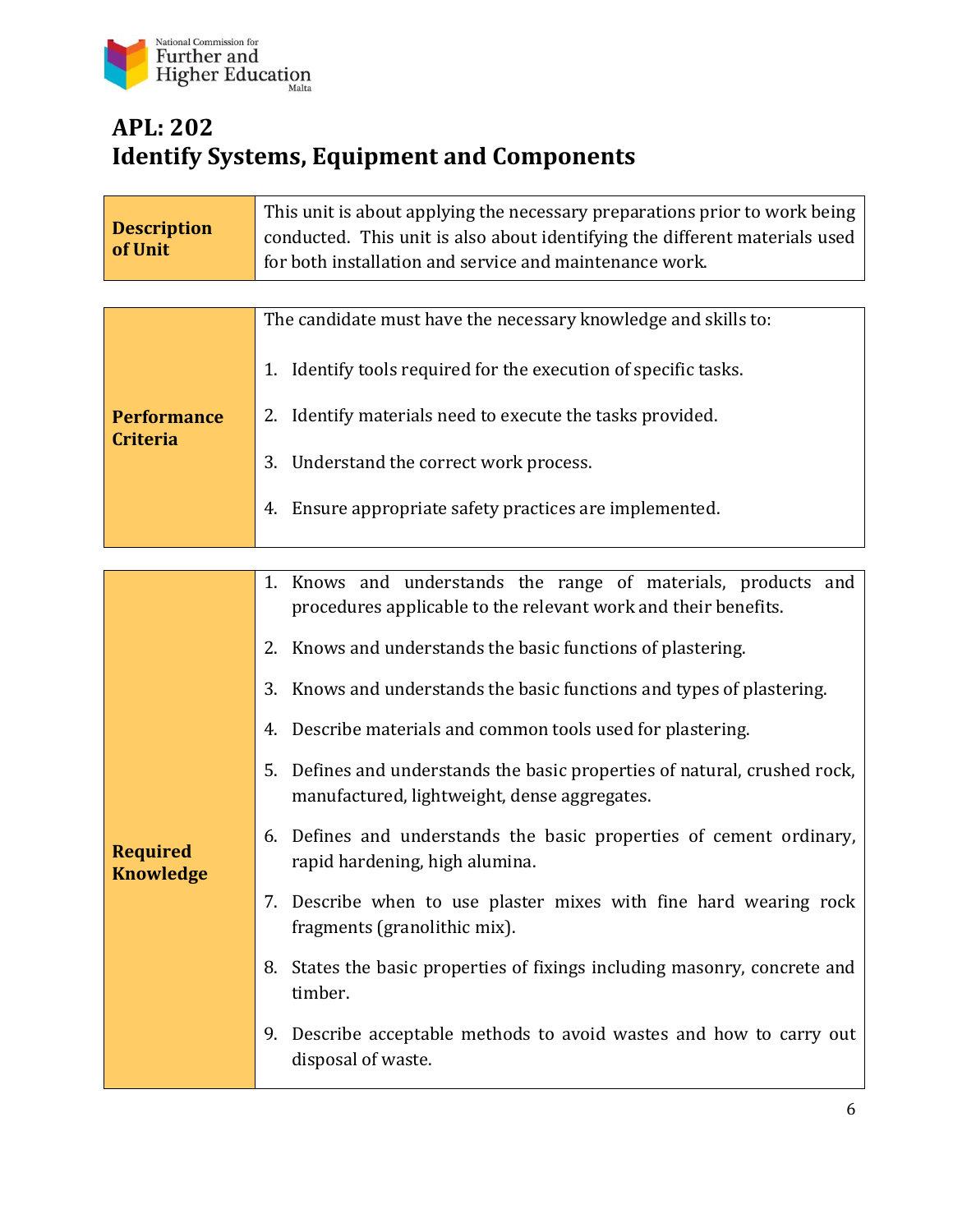# APL: 202
# Identify Systems, Equipment and Components

| | |
|---|---|
| **Description of Unit** | This unit is about applying the necessary preparations prior to work being conducted. This unit is also about identifying the different materials used for both installation and service and maintenance work. |

| | |
|---|---|
| **Performance Criteria** | The candidate must have the necessary knowledge and skills to:<br><br>1. Identify tools required for the execution of specific tasks.<br>2. Identify materials need to execute the tasks provided.<br>3. Understand the correct work process.<br>4. Ensure appropriate safety practices are implemented. |

| | |
|---|---|
| **Required Knowledge** | 1. Knows and understands the range of materials, products and procedures applicable to the relevant work and their benefits.<br>2. Knows and understands the basic functions of plastering.<br>3. Knows and understands the basic functions and types of plastering.<br>4. Describe materials and common tools used for plastering.<br>5. Defines and understands the basic properties of natural, crushed rock, manufactured, lightweight, dense aggregates.<br>6. Defines and understands the basic properties of cement ordinary, rapid hardening, high alumina.<br>7. Describe when to use plaster mixes with fine hard wearing rock fragments (granolithic mix).<br>8. States the basic properties of fixings including masonry, concrete and timber.<br>9. Describe acceptable methods to avoid wastes and how to carry out disposal of waste. |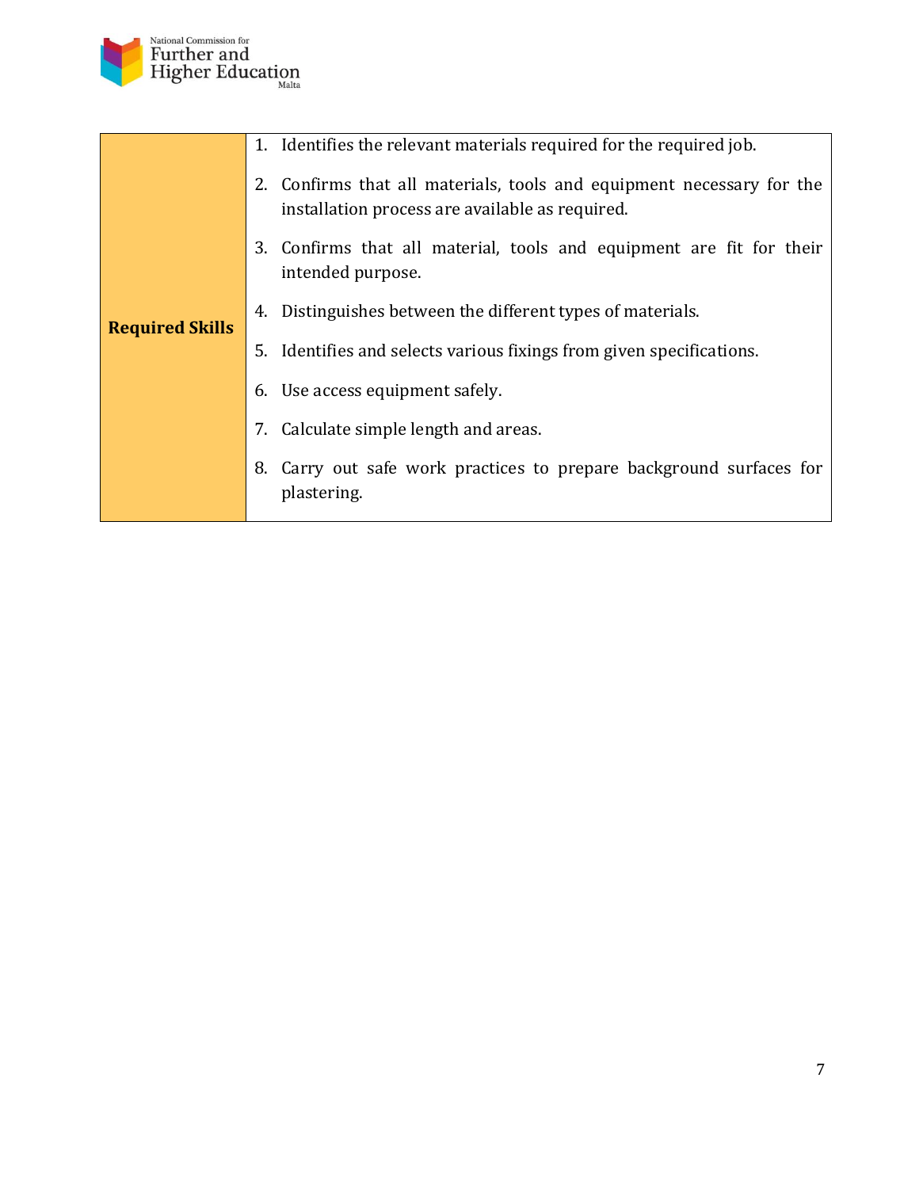| Required Skills | 1. Identifies the relevant materials required for the required job.<br>2. Confirms that all materials, tools and equipment necessary for the installation process are available as required.<br>3. Confirms that all material, tools and equipment are fit for their intended purpose.<br>4. Distinguishes between the different types of materials.<br>5. Identifies and selects various fixings from given specifications.<br>6. Use access equipment safely.<br>7. Calculate simple length and areas.<br>8. Carry out safe work practices to prepare background surfaces for plastering. |
|---|---|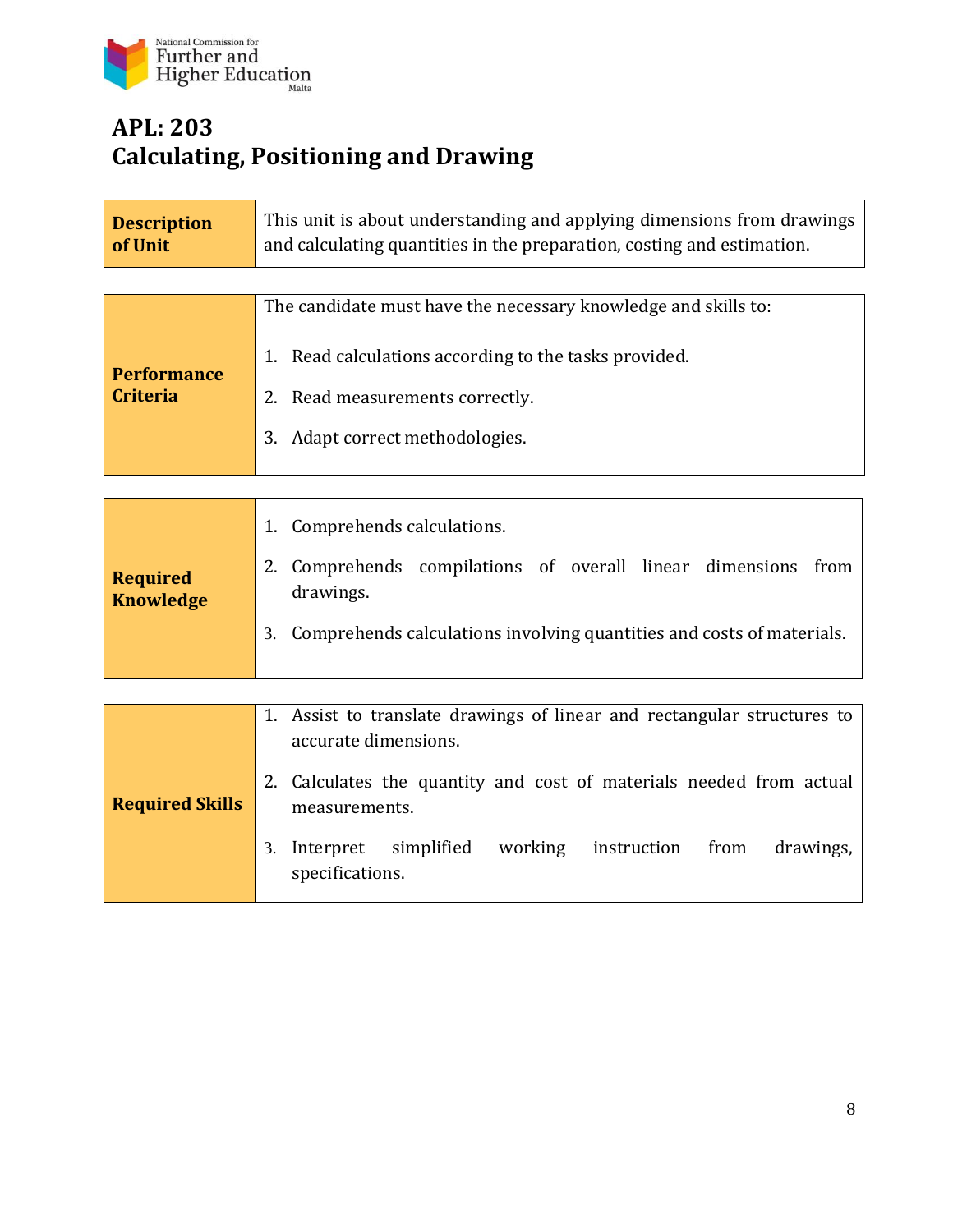# APL: 203
# Calculating, Positioning and Drawing

| **Description of Unit** | This unit is about understanding and applying dimensions from drawings and calculating quantities in the preparation, costing and estimation. |
|---|---|

| **Performance Criteria** | The candidate must have the necessary knowledge and skills to:<br><br>1. Read calculations according to the tasks provided.<br>2. Read measurements correctly.<br>3. Adapt correct methodologies. |
|---|---|

| **Required Knowledge** | 1. Comprehends calculations.<br>2. Comprehends compilations of overall linear dimensions from drawings.<br>3. Comprehends calculations involving quantities and costs of materials. |
|---|---|

| **Required Skills** | 1. Assist to translate drawings of linear and rectangular structures to accurate dimensions.<br>2. Calculates the quantity and cost of materials needed from actual measurements.<br>3. Interpret simplified working instruction from drawings, specifications. |
|---|---|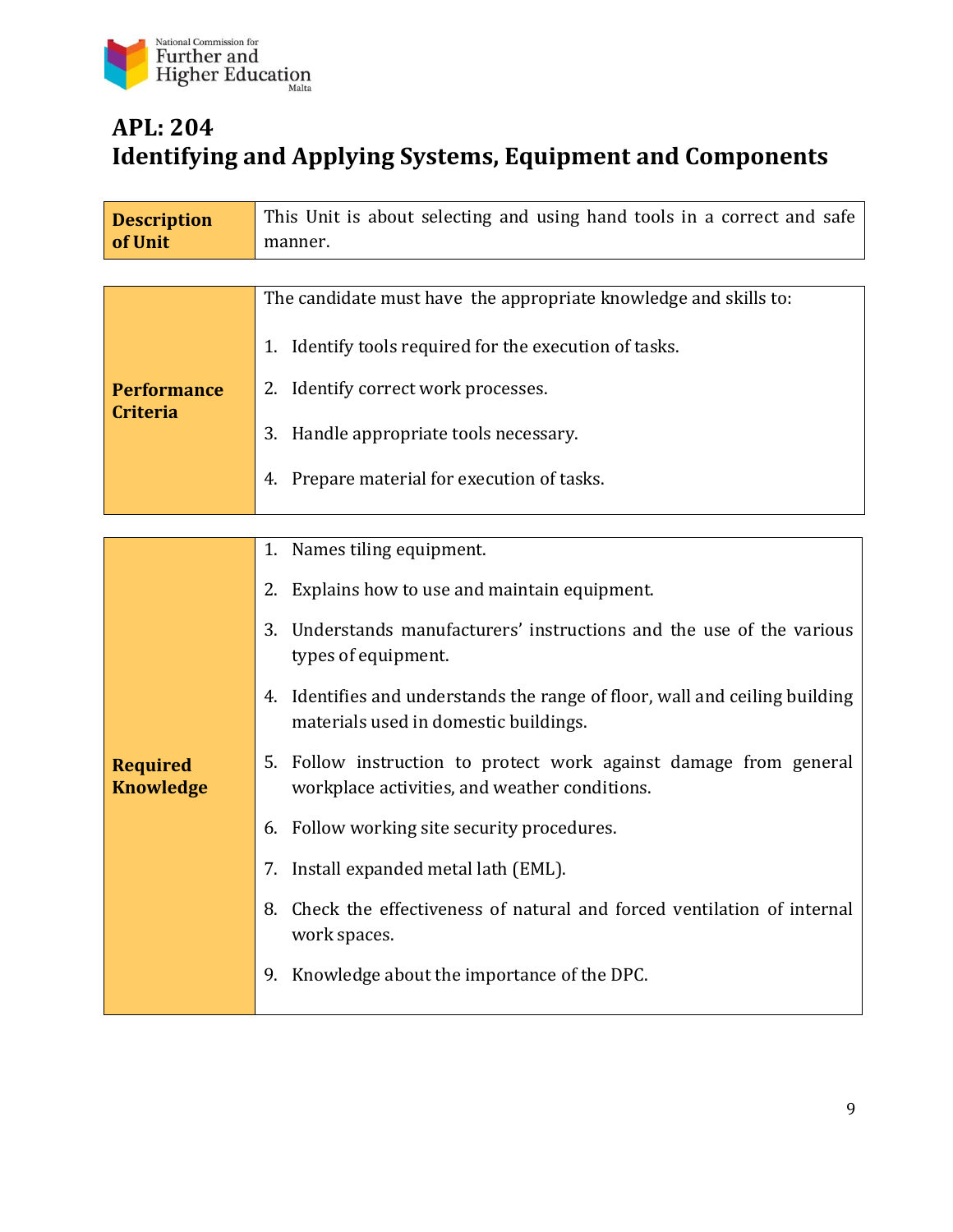# APL: 204
# Identifying and Applying Systems, Equipment and Components

| **Description of Unit** | This Unit is about selecting and using hand tools in a correct and safe manner. |
|---|---|

| **Performance Criteria** | The candidate must have the appropriate knowledge and skills to:<br><br>1. Identify tools required for the execution of tasks.<br>2. Identify correct work processes.<br>3. Handle appropriate tools necessary.<br>4. Prepare material for execution of tasks. |
|---|---|

| **Required Knowledge** | 1. Names tiling equipment.<br>2. Explains how to use and maintain equipment.<br>3. Understands manufacturers' instructions and the use of the various types of equipment.<br>4. Identifies and understands the range of floor, wall and ceiling building materials used in domestic buildings.<br>5. Follow instruction to protect work against damage from general workplace activities, and weather conditions.<br>6. Follow working site security procedures.<br>7. Install expanded metal lath (EML).<br>8. Check the effectiveness of natural and forced ventilation of internal work spaces.<br>9. Knowledge about the importance of the DPC. |
|---|---|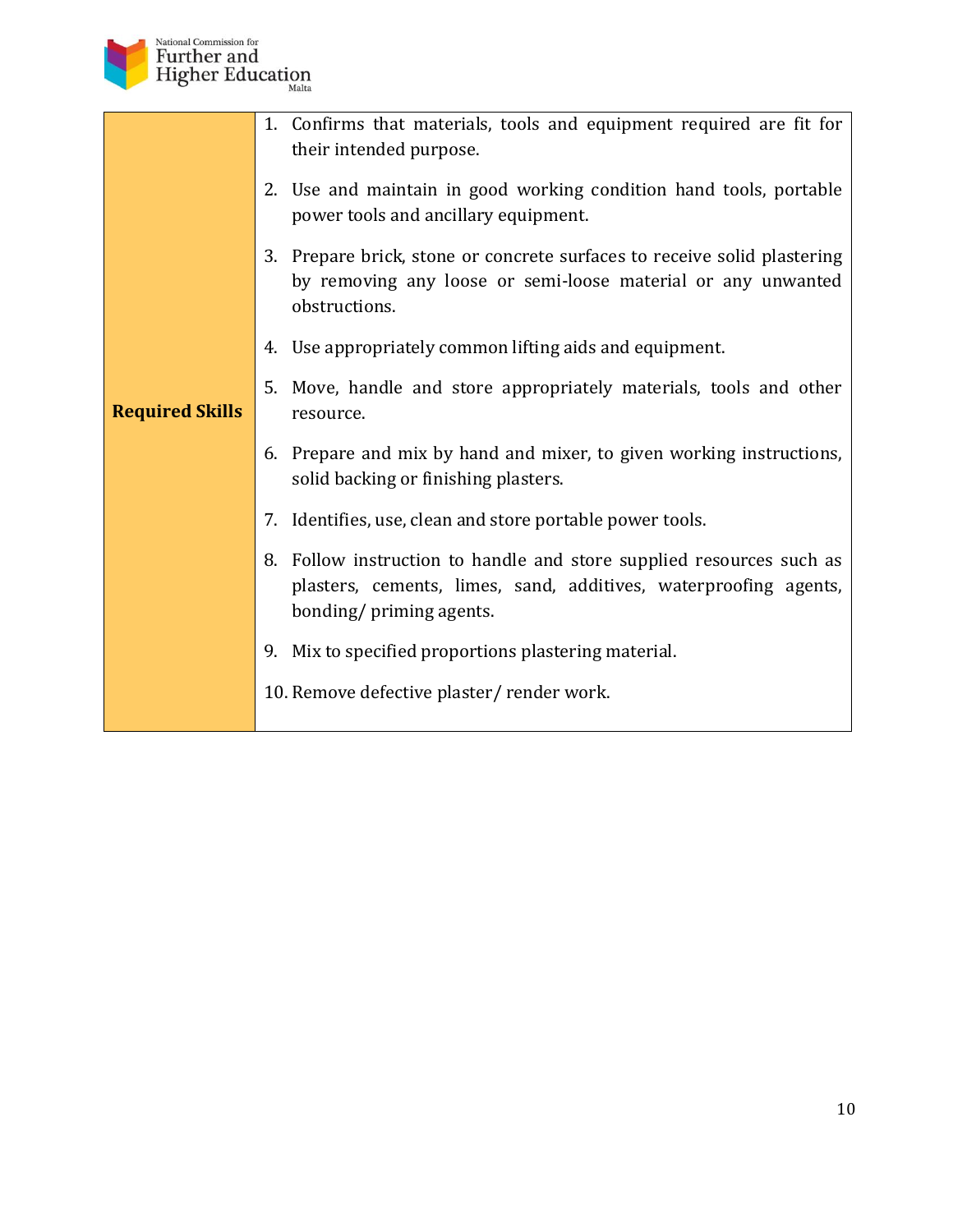| | |
|---|---|
| **Required Skills** | 1. Confirms that materials, tools and equipment required are fit for their intended purpose.<br>2. Use and maintain in good working condition hand tools, portable power tools and ancillary equipment.<br>3. Prepare brick, stone or concrete surfaces to receive solid plastering by removing any loose or semi-loose material or any unwanted obstructions.<br>4. Use appropriately common lifting aids and equipment.<br>5. Move, handle and store appropriately materials, tools and other resource.<br>6. Prepare and mix by hand and mixer, to given working instructions, solid backing or finishing plasters.<br>7. Identifies, use, clean and store portable power tools.<br>8. Follow instruction to handle and store supplied resources such as plasters, cements, limes, sand, additives, waterproofing agents, bonding/ priming agents.<br>9. Mix to specified proportions plastering material.<br>10. Remove defective plaster/ render work. |